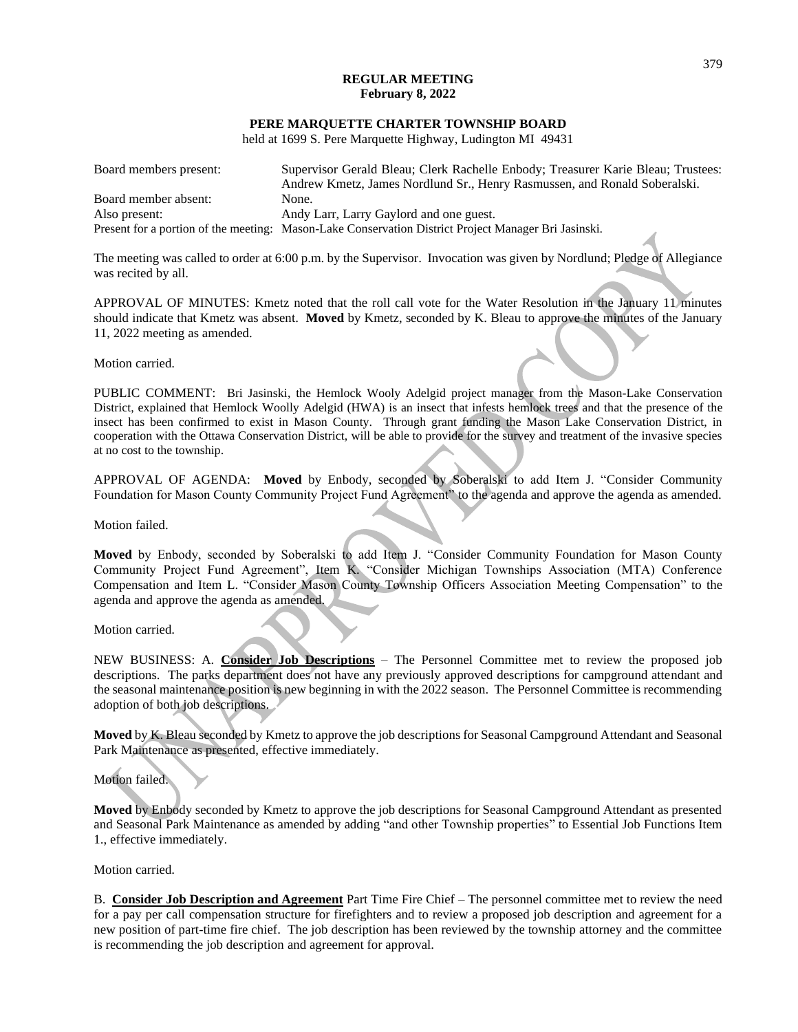**REGULAR MEETING**
**February 8, 2022**

**PERE MARQUETTE CHARTER TOWNSHIP BOARD**
held at 1699 S. Pere Marquette Highway, Ludington MI 49431

| | |
|---|---|
| Board members present: | Supervisor Gerald Bleau; Clerk Rachelle Enbody; Treasurer Karie Bleau; Trustees: Andrew Kmetz, James Nordlund Sr., Henry Rasmussen, and Ronald Soberalski. |
| Board member absent: | None. |
| Also present: | Andy Larr, Larry Gaylord and one guest. |
| Present for a portion of the meeting: | Mason-Lake Conservation District Project Manager Bri Jasinski. |

The meeting was called to order at 6:00 p.m. by the Supervisor. Invocation was given by Nordlund; Pledge of Allegiance was recited by all.

APPROVAL OF MINUTES: Kmetz noted that the roll call vote for the Water Resolution in the January 11 minutes should indicate that Kmetz was absent. **Moved** by Kmetz, seconded by K. Bleau to approve the minutes of the January 11, 2022 meeting as amended.

Motion carried.

PUBLIC COMMENT: Bri Jasinski, the Hemlock Wooly Adelgid project manager from the Mason-Lake Conservation District, explained that Hemlock Woolly Adelgid (HWA) is an insect that infests hemlock trees and that the presence of the insect has been confirmed to exist in Mason County. Through grant funding the Mason Lake Conservation District, in cooperation with the Ottawa Conservation District, will be able to provide for the survey and treatment of the invasive species at no cost to the township.

APPROVAL OF AGENDA: **Moved** by Enbody, seconded by Soberalski to add Item J. "Consider Community Foundation for Mason County Community Project Fund Agreement" to the agenda and approve the agenda as amended.

Motion failed.

**Moved** by Enbody, seconded by Soberalski to add Item J. "Consider Community Foundation for Mason County Community Project Fund Agreement", Item K. "Consider Michigan Townships Association (MTA) Conference Compensation and Item L. "Consider Mason County Township Officers Association Meeting Compensation" to the agenda and approve the agenda as amended.

Motion carried.

NEW BUSINESS: A. **Consider Job Descriptions** – The Personnel Committee met to review the proposed job descriptions. The parks department does not have any previously approved descriptions for campground attendant and the seasonal maintenance position is new beginning in with the 2022 season. The Personnel Committee is recommending adoption of both job descriptions.

**Moved** by K. Bleau seconded by Kmetz to approve the job descriptions for Seasonal Campground Attendant and Seasonal Park Maintenance as presented, effective immediately.

Motion failed.

**Moved** by Enbody seconded by Kmetz to approve the job descriptions for Seasonal Campground Attendant as presented and Seasonal Park Maintenance as amended by adding "and other Township properties" to Essential Job Functions Item 1., effective immediately.

Motion carried.

B. **Consider Job Description and Agreement** Part Time Fire Chief – The personnel committee met to review the need for a pay per call compensation structure for firefighters and to review a proposed job description and agreement for a new position of part-time fire chief. The job description has been reviewed by the township attorney and the committee is recommending the job description and agreement for approval.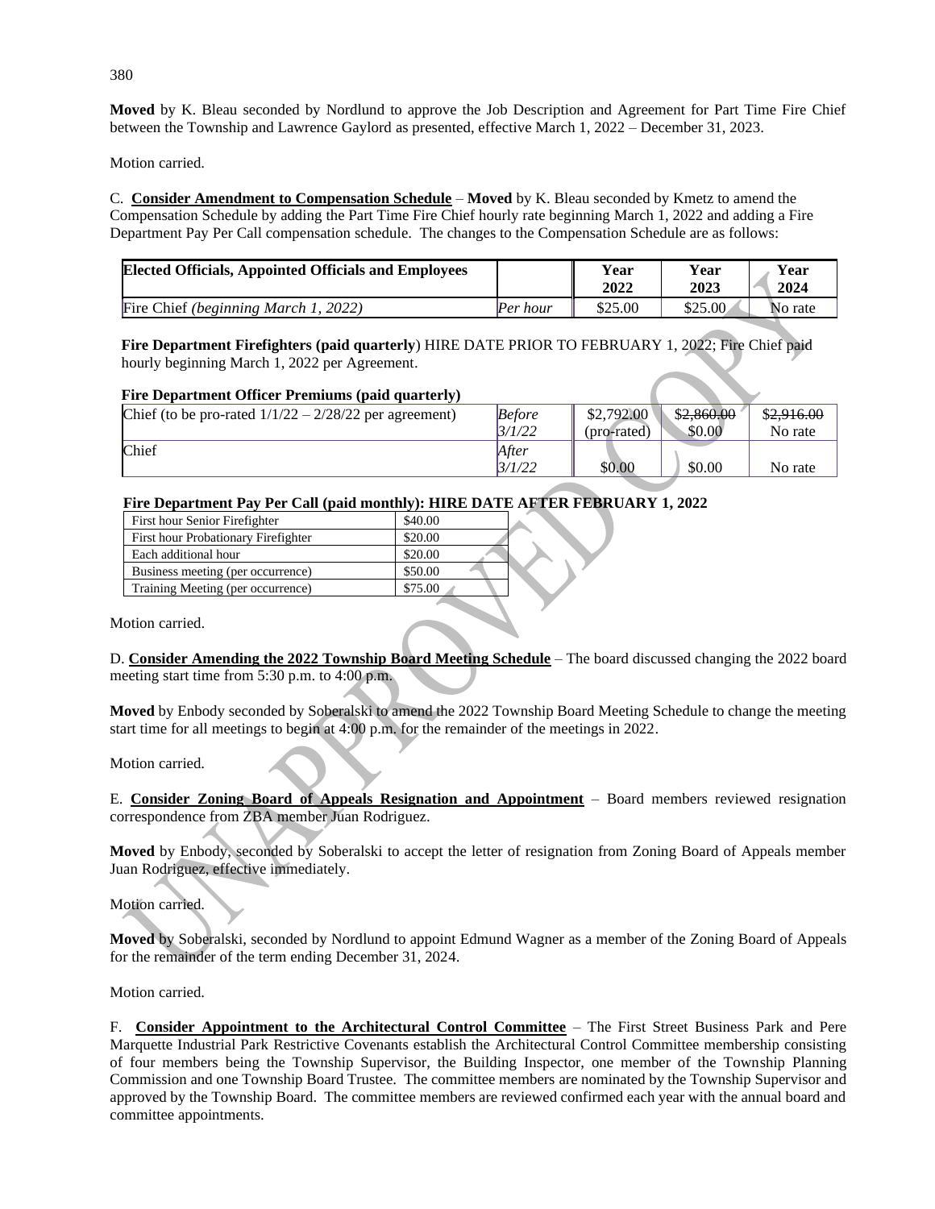**Moved** by K. Bleau seconded by Nordlund to approve the Job Description and Agreement for Part Time Fire Chief between the Township and Lawrence Gaylord as presented, effective March 1, 2022 – December 31, 2023.

Motion carried.

C. **Consider Amendment to Compensation Schedule** – **Moved** by K. Bleau seconded by Kmetz to amend the Compensation Schedule by adding the Part Time Fire Chief hourly rate beginning March 1, 2022 and adding a Fire Department Pay Per Call compensation schedule. The changes to the Compensation Schedule are as follows:

| Elected Officials, Appointed Officials and Employees | | Year 2022 | Year 2023 | Year 2024 |
|---|---|---|---|---|
| Fire Chief *(beginning March 1, 2022)* | *Per hour* | $25.00 | $25.00 | No rate |

**Fire Department Firefighters (paid quarterly**) HIRE DATE PRIOR TO FEBRUARY 1, 2022; Fire Chief paid hourly beginning March 1, 2022 per Agreement.

**Fire Department Officer Premiums (paid quarterly)**

| | | | | |
|---|---|---|---|---|
| Chief (to be pro-rated 1/1/22 – 2/28/22 per agreement) | *Before 3/1/22* | $2,792.00 (pro-rated) | ~~$2,860.00~~ $0.00 | ~~$2,916.00~~ No rate |
| Chief | *After 3/1/22* | $0.00 | $0.00 | No rate |

**Fire Department Pay Per Call (paid monthly): HIRE DATE AFTER FEBRUARY 1, 2022**

| | |
|---|---|
| First hour Senior Firefighter | $40.00 |
| First hour Probationary Firefighter | $20.00 |
| Each additional hour | $20.00 |
| Business meeting (per occurrence) | $50.00 |
| Training Meeting (per occurrence) | $75.00 |

Motion carried.

D. **Consider Amending the 2022 Township Board Meeting Schedule** – The board discussed changing the 2022 board meeting start time from 5:30 p.m. to 4:00 p.m.

**Moved** by Enbody seconded by Soberalski to amend the 2022 Township Board Meeting Schedule to change the meeting start time for all meetings to begin at 4:00 p.m. for the remainder of the meetings in 2022.

Motion carried.

E. **Consider Zoning Board of Appeals Resignation and Appointment** – Board members reviewed resignation correspondence from ZBA member Juan Rodriguez.

**Moved** by Enbody, seconded by Soberalski to accept the letter of resignation from Zoning Board of Appeals member Juan Rodriguez, effective immediately.

Motion carried.

**Moved** by Soberalski, seconded by Nordlund to appoint Edmund Wagner as a member of the Zoning Board of Appeals for the remainder of the term ending December 31, 2024.

Motion carried.

F. **Consider Appointment to the Architectural Control Committee** – The First Street Business Park and Pere Marquette Industrial Park Restrictive Covenants establish the Architectural Control Committee membership consisting of four members being the Township Supervisor, the Building Inspector, one member of the Township Planning Commission and one Township Board Trustee. The committee members are nominated by the Township Supervisor and approved by the Township Board. The committee members are reviewed confirmed each year with the annual board and committee appointments.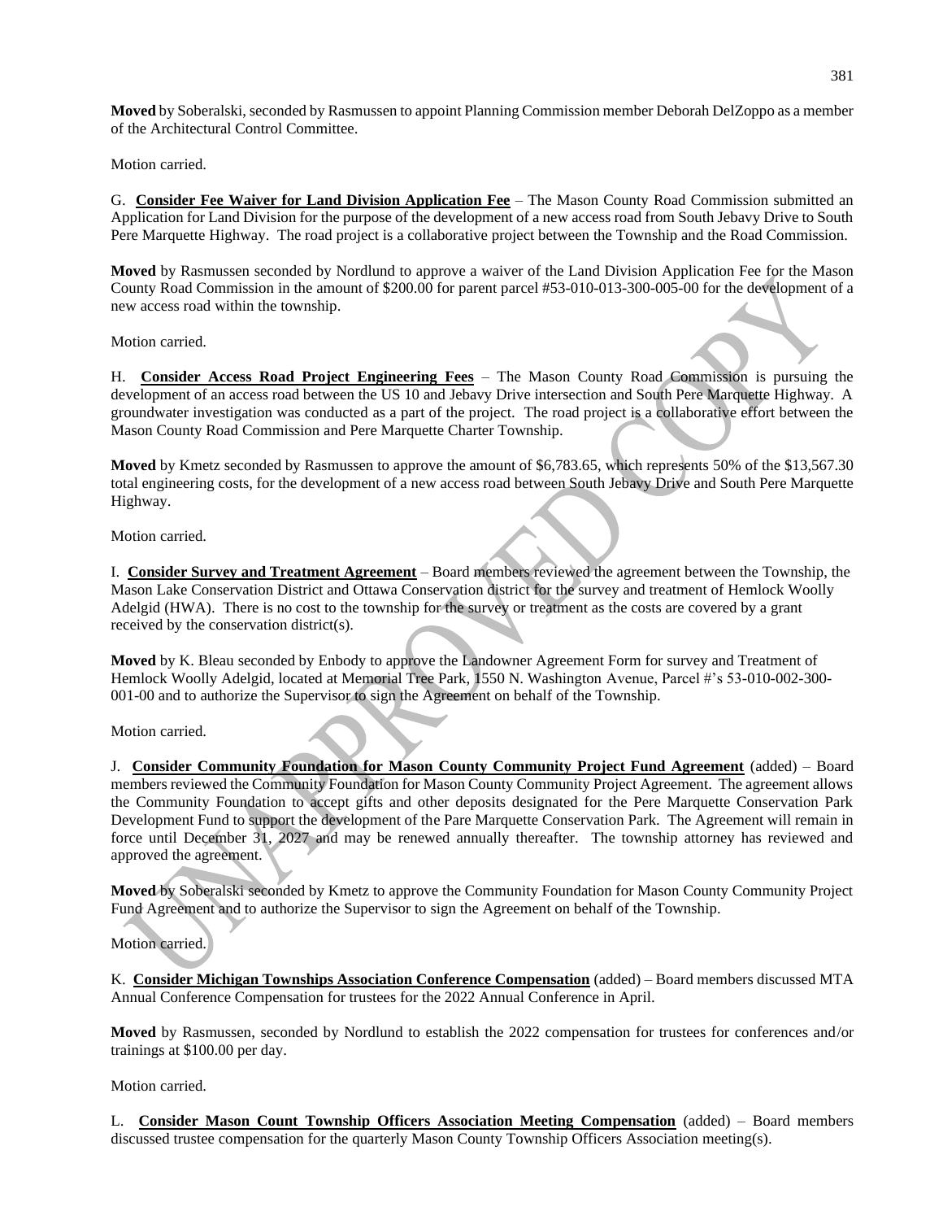**Moved** by Soberalski, seconded by Rasmussen to appoint Planning Commission member Deborah DelZoppo as a member of the Architectural Control Committee.

Motion carried.

G. **Consider Fee Waiver for Land Division Application Fee** – The Mason County Road Commission submitted an Application for Land Division for the purpose of the development of a new access road from South Jebavy Drive to South Pere Marquette Highway. The road project is a collaborative project between the Township and the Road Commission.

**Moved** by Rasmussen seconded by Nordlund to approve a waiver of the Land Division Application Fee for the Mason County Road Commission in the amount of $200.00 for parent parcel #53-010-013-300-005-00 for the development of a new access road within the township.

Motion carried.

H. **Consider Access Road Project Engineering Fees** – The Mason County Road Commission is pursuing the development of an access road between the US 10 and Jebavy Drive intersection and South Pere Marquette Highway. A groundwater investigation was conducted as a part of the project. The road project is a collaborative effort between the Mason County Road Commission and Pere Marquette Charter Township.

**Moved** by Kmetz seconded by Rasmussen to approve the amount of $6,783.65, which represents 50% of the $13,567.30 total engineering costs, for the development of a new access road between South Jebavy Drive and South Pere Marquette Highway.

Motion carried.

I. **Consider Survey and Treatment Agreement** – Board members reviewed the agreement between the Township, the Mason Lake Conservation District and Ottawa Conservation district for the survey and treatment of Hemlock Woolly Adelgid (HWA). There is no cost to the township for the survey or treatment as the costs are covered by a grant received by the conservation district(s).

**Moved** by K. Bleau seconded by Enbody to approve the Landowner Agreement Form for survey and Treatment of Hemlock Woolly Adelgid, located at Memorial Tree Park, 1550 N. Washington Avenue, Parcel #'s 53-010-002-300-001-00 and to authorize the Supervisor to sign the Agreement on behalf of the Township.

Motion carried.

J. **Consider Community Foundation for Mason County Community Project Fund Agreement** (added) – Board members reviewed the Community Foundation for Mason County Community Project Agreement. The agreement allows the Community Foundation to accept gifts and other deposits designated for the Pere Marquette Conservation Park Development Fund to support the development of the Pare Marquette Conservation Park. The Agreement will remain in force until December 31, 2027 and may be renewed annually thereafter. The township attorney has reviewed and approved the agreement.

**Moved** by Soberalski seconded by Kmetz to approve the Community Foundation for Mason County Community Project Fund Agreement and to authorize the Supervisor to sign the Agreement on behalf of the Township.

Motion carried.

K. **Consider Michigan Townships Association Conference Compensation** (added) – Board members discussed MTA Annual Conference Compensation for trustees for the 2022 Annual Conference in April.

**Moved** by Rasmussen, seconded by Nordlund to establish the 2022 compensation for trustees for conferences and/or trainings at $100.00 per day.

Motion carried.

L. **Consider Mason Count Township Officers Association Meeting Compensation** (added) – Board members discussed trustee compensation for the quarterly Mason County Township Officers Association meeting(s).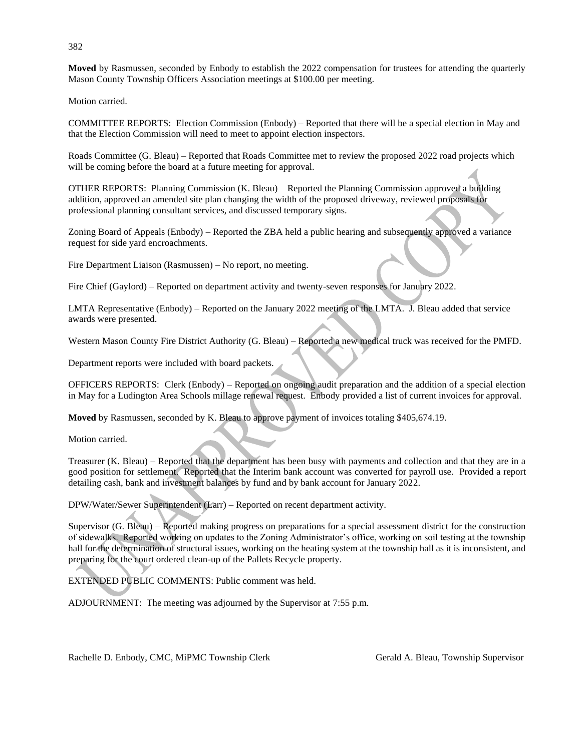**Moved** by Rasmussen, seconded by Enbody to establish the 2022 compensation for trustees for attending the quarterly Mason County Township Officers Association meetings at $100.00 per meeting.

Motion carried.

COMMITTEE REPORTS: Election Commission (Enbody) – Reported that there will be a special election in May and that the Election Commission will need to meet to appoint election inspectors.

Roads Committee (G. Bleau) – Reported that Roads Committee met to review the proposed 2022 road projects which will be coming before the board at a future meeting for approval.

OTHER REPORTS: Planning Commission (K. Bleau) – Reported the Planning Commission approved a building addition, approved an amended site plan changing the width of the proposed driveway, reviewed proposals for professional planning consultant services, and discussed temporary signs.

Zoning Board of Appeals (Enbody) – Reported the ZBA held a public hearing and subsequently approved a variance request for side yard encroachments.

Fire Department Liaison (Rasmussen) – No report, no meeting.

Fire Chief (Gaylord) – Reported on department activity and twenty-seven responses for January 2022.

LMTA Representative (Enbody) – Reported on the January 2022 meeting of the LMTA. J. Bleau added that service awards were presented.

Western Mason County Fire District Authority (G. Bleau) – Reported a new medical truck was received for the PMFD.

Department reports were included with board packets.

OFFICERS REPORTS: Clerk (Enbody) – Reported on ongoing audit preparation and the addition of a special election in May for a Ludington Area Schools millage renewal request. Enbody provided a list of current invoices for approval.

**Moved** by Rasmussen, seconded by K. Bleau to approve payment of invoices totaling $405,674.19.

Motion carried.

Treasurer (K. Bleau) – Reported that the department has been busy with payments and collection and that they are in a good position for settlement. Reported that the Interim bank account was converted for payroll use. Provided a report detailing cash, bank and investment balances by fund and by bank account for January 2022.

DPW/Water/Sewer Superintendent (Larr) – Reported on recent department activity.

Supervisor (G. Bleau) – Reported making progress on preparations for a special assessment district for the construction of sidewalks. Reported working on updates to the Zoning Administrator's office, working on soil testing at the township hall for the determination of structural issues, working on the heating system at the township hall as it is inconsistent, and preparing for the court ordered clean-up of the Pallets Recycle property.

EXTENDED PUBLIC COMMENTS: Public comment was held.

ADJOURNMENT: The meeting was adjourned by the Supervisor at 7:55 p.m.

Rachelle D. Enbody, CMC, MiPMC Township Clerk

Gerald A. Bleau, Township Supervisor